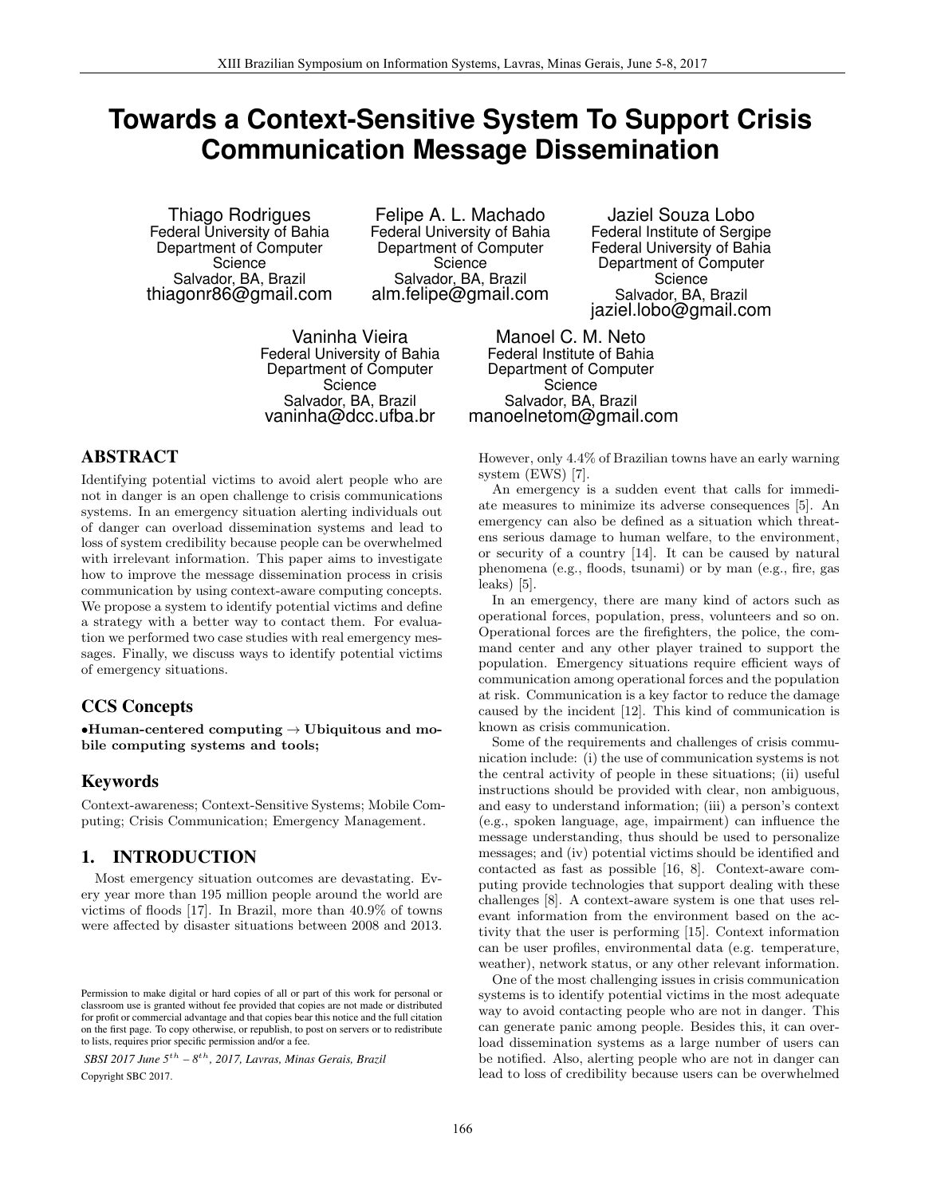# Towards a Context-Sensitive System To Support Crisis Communication Message Dissemination

Thiago Rodrigues
Federal University of Bahia
Department of Computer Science
Salvador, BA, Brazil
thiagonr86@gmail.com

Felipe A. L. Machado
Federal University of Bahia
Department of Computer Science
Salvador, BA, Brazil
alm.felipe@gmail.com

Jaziel Souza Lobo
Federal Institute of Sergipe
Federal University of Bahia
Department of Computer Science
Salvador, BA, Brazil
jaziel.lobo@gmail.com

Vaninha Vieira
Federal University of Bahia
Department of Computer Science
Salvador, BA, Brazil
vaninha@dcc.ufba.br

Manoel C. M. Neto
Federal Institute of Bahia
Department of Computer Science
Salvador, BA, Brazil
manoelnetom@gmail.com

## ABSTRACT

Identifying potential victims to avoid alert people who are not in danger is an open challenge to crisis communications systems. In an emergency situation alerting individuals out of danger can overload dissemination systems and lead to loss of system credibility because people can be overwhelmed with irrelevant information. This paper aims to investigate how to improve the message dissemination process in crisis communication by using context-aware computing concepts. We propose a system to identify potential victims and define a strategy with a better way to contact them. For evaluation we performed two case studies with real emergency messages. Finally, we discuss ways to identify potential victims of emergency situations.

## CCS Concepts

•**Human-centered computing → Ubiquitous and mobile computing systems and tools;**

## Keywords

Context-awareness; Context-Sensitive Systems; Mobile Computing; Crisis Communication; Emergency Management.

## 1. INTRODUCTION

Most emergency situation outcomes are devastating. Every year more than 195 million people around the world are victims of floods [17]. In Brazil, more than 40.9% of towns were affected by disaster situations between 2008 and 2013. However, only 4.4% of Brazilian towns have an early warning system (EWS) [7].

An emergency is a sudden event that calls for immediate measures to minimize its adverse consequences [5]. An emergency can also be defined as a situation which threatens serious damage to human welfare, to the environment, or security of a country [14]. It can be caused by natural phenomena (e.g., floods, tsunami) or by man (e.g., fire, gas leaks) [5].

In an emergency, there are many kind of actors such as operational forces, population, press, volunteers and so on. Operational forces are the firefighters, the police, the command center and any other player trained to support the population. Emergency situations require efficient ways of communication among operational forces and the population at risk. Communication is a key factor to reduce the damage caused by the incident [12]. This kind of communication is known as crisis communication.

Some of the requirements and challenges of crisis communication include: (i) the use of communication systems is not the central activity of people in these situations; (ii) useful instructions should be provided with clear, non ambiguous, and easy to understand information; (iii) a person's context (e.g., spoken language, age, impairment) can influence the message understanding, thus should be used to personalize messages; and (iv) potential victims should be identified and contacted as fast as possible [16, 8]. Context-aware computing provide technologies that support dealing with these challenges [8]. A context-aware system is one that uses relevant information from the environment based on the activity that the user is performing [15]. Context information can be user profiles, environmental data (e.g. temperature, weather), network status, or any other relevant information.

One of the most challenging issues in crisis communication systems is to identify potential victims in the most adequate way to avoid contacting people who are not in danger. This can generate panic among people. Besides this, it can overload dissemination systems as a large number of users can be notified. Also, alerting people who are not in danger can lead to loss of credibility because users can be overwhelmed

Permission to make digital or hard copies of all or part of this work for personal or classroom use is granted without fee provided that copies are not made or distributed for profit or commercial advantage and that copies bear this notice and the full citation on the first page. To copy otherwise, or republish, to post on servers or to redistribute to lists, requires prior specific permission and/or a fee.

*SBSI 2017 June $5^{th}$ – $8^{th}$, 2017, Lavras, Minas Gerais, Brazil*
Copyright SBC 2017.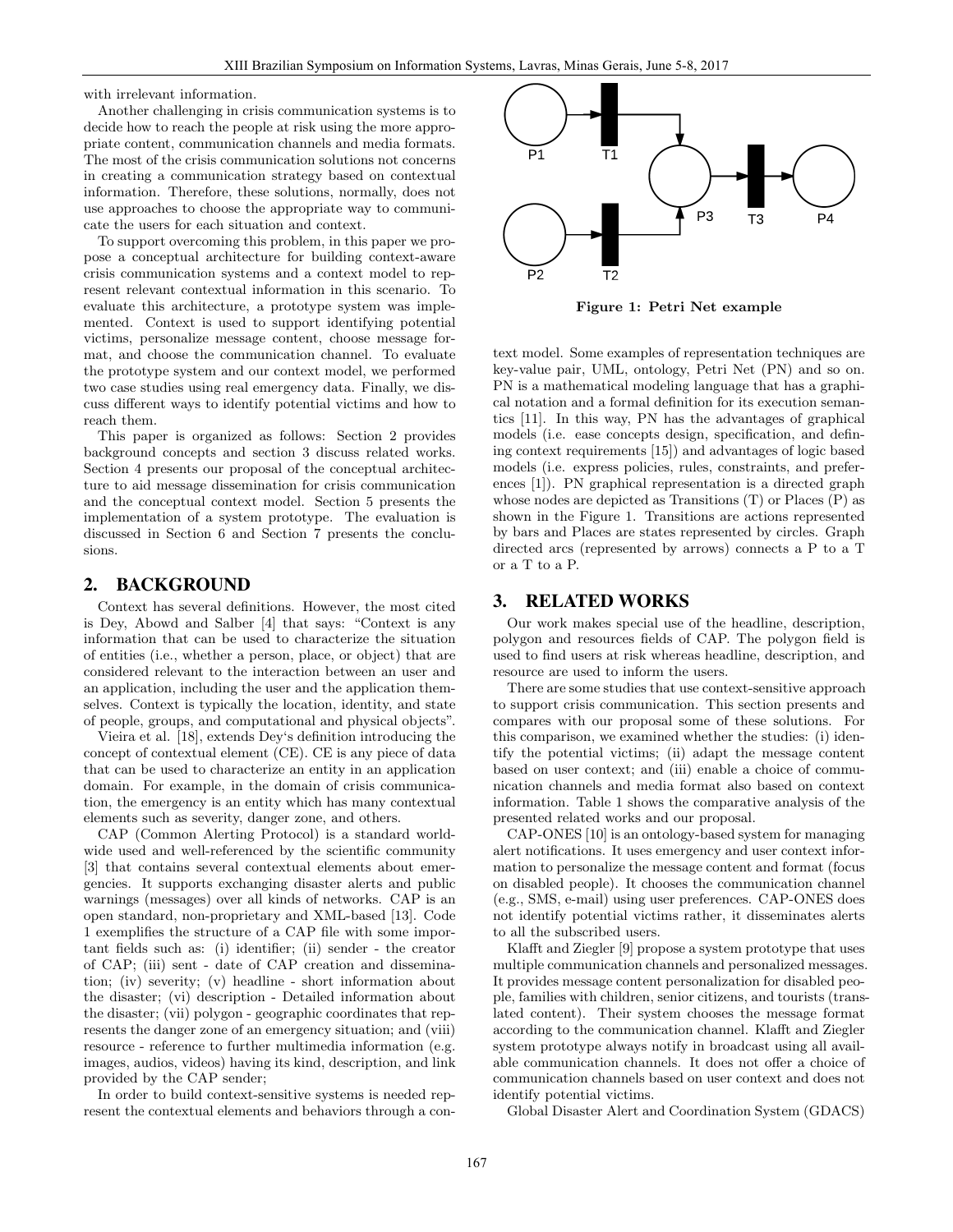with irrelevant information.

Another challenging in crisis communication systems is to decide how to reach the people at risk using the more appropriate content, communication channels and media formats. The most of the crisis communication solutions not concerns in creating a communication strategy based on contextual information. Therefore, these solutions, normally, does not use approaches to choose the appropriate way to communicate the users for each situation and context.

To support overcoming this problem, in this paper we propose a conceptual architecture for building context-aware crisis communication systems and a context model to represent relevant contextual information in this scenario. To evaluate this architecture, a prototype system was implemented. Context is used to support identifying potential victims, personalize message content, choose message format, and choose the communication channel. To evaluate the prototype system and our context model, we performed two case studies using real emergency data. Finally, we discuss different ways to identify potential victims and how to reach them.

This paper is organized as follows: Section 2 provides background concepts and section 3 discuss related works. Section 4 presents our proposal of the conceptual architecture to aid message dissemination for crisis communication and the conceptual context model. Section 5 presents the implementation of a system prototype. The evaluation is discussed in Section 6 and Section 7 presents the conclusions.

## 2. BACKGROUND

Context has several definitions. However, the most cited is Dey, Abowd and Salber [4] that says: "Context is any information that can be used to characterize the situation of entities (i.e., whether a person, place, or object) that are considered relevant to the interaction between a user and an application, including the user and the application themselves. Context is typically the location, identity, and state of people, groups, and computational and physical objects".

Vieira et al. [18], extends Dey's definition introducing the concept of contextual element (CE). CE is any piece of data that can be used to characterize an entity in an application domain. For example, in the domain of crisis communication, the emergency is an entity which has many contextual elements such as severity, danger zone, and others.

CAP (Common Alerting Protocol) is a standard worldwide used and well-referenced by the scientific community [3] that contains several contextual elements about emergencies. It supports exchanging disaster alerts and public warnings (messages) over all kinds of networks. CAP is an open standard, non-proprietary and XML-based [13]. Code 1 exemplifies the structure of a CAP file with some important fields such as: (i) identifier; (ii) sender - the creator of CAP; (iii) sent - date of CAP creation and dissemination; (iv) severity; (v) headline - short information about the disaster; (vi) description - Detailed information about the disaster; (vii) polygon - geographic coordinates that represents the danger zone of an emergency situation; and (viii) resource - reference to further multimedia information (e.g. images, audios, videos) having its kind, description, and link provided by the CAP sender;

In order to build context-sensitive systems is needed represent the contextual elements and behaviors through a context model. Some examples of representation techniques are key-value pair, UML, ontology, Petri Net (PN) and so on. PN is a mathematical modeling language that has a graphical notation and a formal definition for its execution semantics [11]. In this way, PN has the advantages of graphical models (i.e. ease concepts design, specification, and defining context requirements [15]) and advantages of logic based models (i.e. express policies, rules, constraints, and preferences [1]). PN graphical representation is a directed graph whose nodes are depicted as Transitions (T) or Places (P) as shown in the Figure 1. Transitions are actions represented by bars and Places are states represented by circles. Graph directed arcs (represented by arrows) connects a P to a T or a T to a P.

**Figure 1: Petri Net example**

## 3. RELATED WORKS

Our work makes special use of the headline, description, polygon and resources fields of CAP. The polygon field is used to find users at risk whereas headline, description, and resource are used to inform the users.

There are some studies that use context-sensitive approach to support crisis communication. This section presents and compares with our proposal some of these solutions. For this comparison, we examined whether the studies: (i) identify the potential victims; (ii) adapt the message content based on user context; and (iii) enable a choice of communication channels and media format also based on context information. Table 1 shows the comparative analysis of the presented related works and our proposal.

CAP-ONES [10] is an ontology-based system for managing alert notifications. It uses emergency and user context information to personalize the message content and format (focus on disabled people). It chooses the communication channel (e.g., SMS, e-mail) using user preferences. CAP-ONES does not identify potential victims rather, it disseminates alerts to all the subscribed users.

Klafft and Ziegler [9] propose a system prototype that uses multiple communication channels and personalized messages. It provides message content personalization for disabled people, families with children, senior citizens, and tourists (translated content). Their system chooses the message format according to the communication channel. Klafft and Ziegler system prototype always notify in broadcast using all available communication channels. It does not offer a choice of communication channels based on user context and does not identify potential victims.

Global Disaster Alert and Coordination System (GDACS)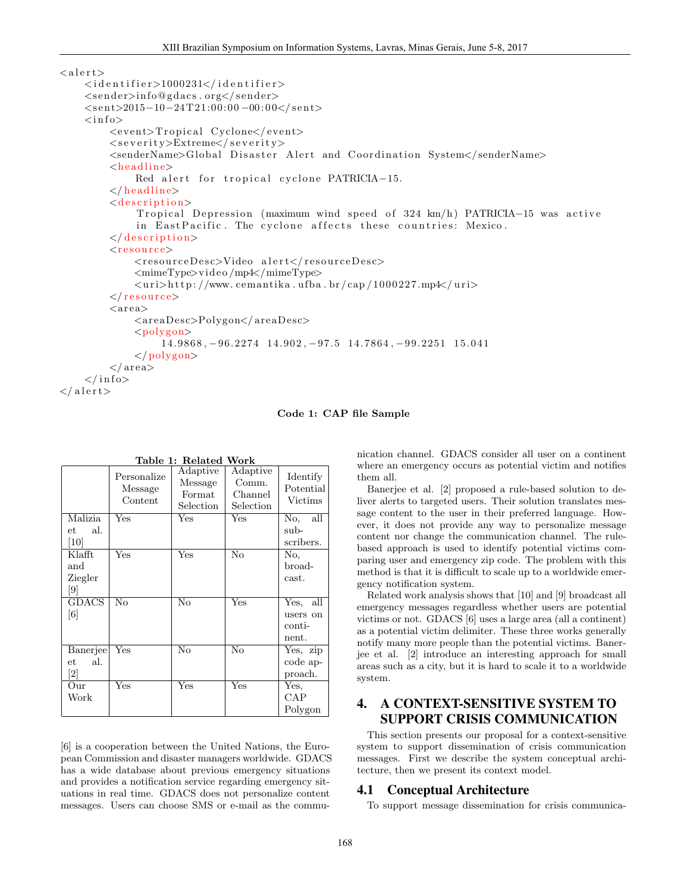```
<alert>
    <identifier>1000231</identifier>
    <sender>info@gdacs.org</sender>
    <sent>2015-10-24T21:00:00-00:00</sent>
    <info>
        <event>Tropical Cyclone</event>
        <severity>Extreme</severity>
        <senderName>Global Disaster Alert and Coordination System</senderName>
        <headline>
            Red alert for tropical cyclone PATRICIA-15.
        </headline>
        <description>
            Tropical Depression (maximum wind speed of 324 km/h) PATRICIA-15 was active
            in EastPacific. The cyclone affects these countries: Mexico.
        </description>
        <resource>
            <resourceDesc>Video alert</resourceDesc>
            <mimeType>video/mp4</mimeType>
            <uri>http://www.cemantika.ufba.br/cap/1000227.mp4</uri>
        </resource>
        <area>
            <areaDesc>Polygon</areaDesc>
            <polygon>
                14.9868,-96.2274 14.902,-97.5 14.7864,-99.2251 15.041
            </polygon>
        </area>
    </info>
</alert>
```

**Code 1: CAP file Sample**

**Table 1: Related Work**

| | Personalize Message Content | Adaptive Message Format Selection | Adaptive Comm. Channel Selection | Identify Potential Victims |
|---|---|---|---|---|
| Malizia et al. [10] | Yes | Yes | Yes | No, all subscribers. |
| Klafft and Ziegler [9] | Yes | Yes | No | No, broadcast. |
| GDACS [6] | No | No | Yes | Yes, all users on continent. |
| Banerjee et al. [2] | Yes | No | No | Yes, zip code approach. |
| Our Work | Yes | Yes | Yes | Yes, CAP Polygon |

[6] is a cooperation between the United Nations, the European Commission and disaster managers worldwide. GDACS has a wide database about previous emergency situations and provides a notification service regarding emergency situations in real time. GDACS does not personalize content messages. Users can choose SMS or e-mail as the communication channel. GDACS consider all user on a continent where an emergency occurs as potential victim and notifies them all.

Banerjee et al. [2] proposed a rule-based solution to deliver alerts to targeted users. Their solution translates message content to the user in their preferred language. However, it does not provide any way to personalize message content nor change the communication channel. The rule-based approach is used to identify potential victims comparing user and emergency zip code. The problem with this method is that it is difficult to scale up to a worldwide emergency notification system.

Related work analysis shows that [10] and [9] broadcast all emergency messages regardless whether users are potential victims or not. GDACS [6] uses a large area (all a continent) as a potential victim delimiter. These three works generally notify many more people than the potential victims. Banerjee et al. [2] introduce an interesting approach for small areas such as a city, but it is hard to scale it to a worldwide system.

## 4. A CONTEXT-SENSITIVE SYSTEM TO SUPPORT CRISIS COMMUNICATION

This section presents our proposal for a context-sensitive system to support dissemination of crisis communication messages. First we describe the system conceptual architecture, then we present its context model.

### 4.1 Conceptual Architecture

To support message dissemination for crisis communica-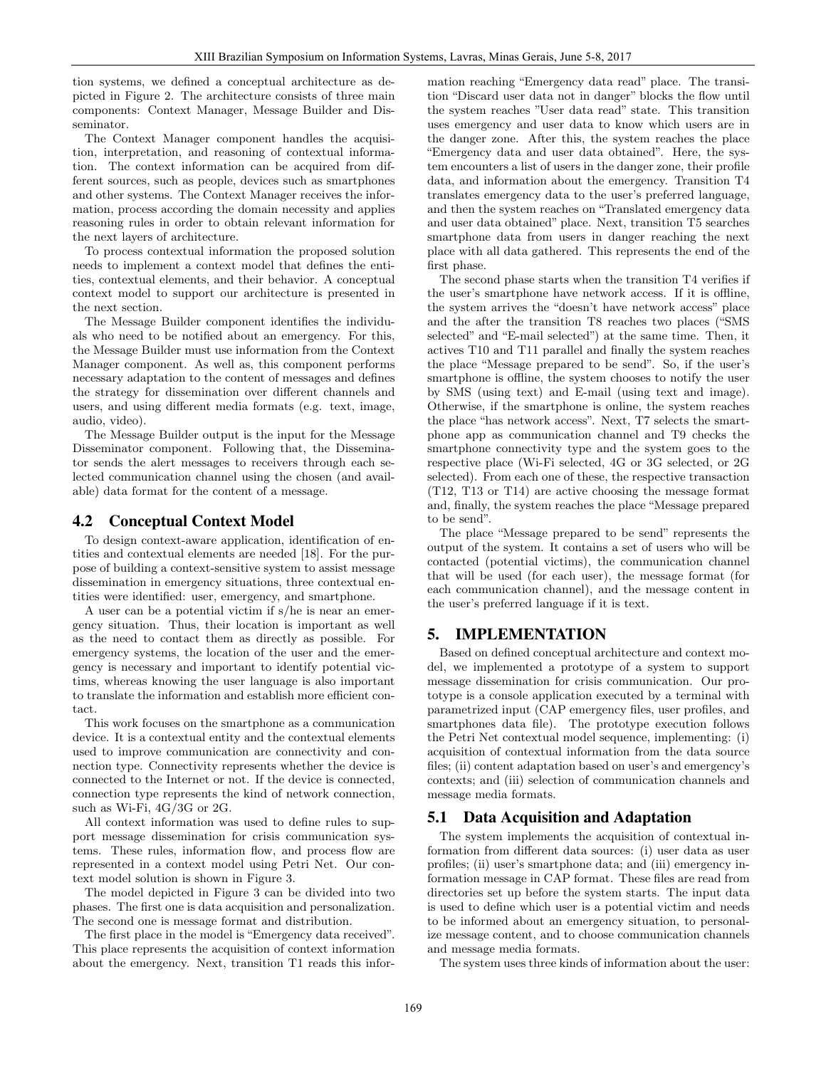tion systems, we defined a conceptual architecture as depicted in Figure 2. The architecture consists of three main components: Context Manager, Message Builder and Disseminator.

The Context Manager component handles the acquisition, interpretation, and reasoning of contextual information. The context information can be acquired from different sources, such as people, devices such as smartphones and other systems. The Context Manager receives the information, process according the domain necessity and applies reasoning rules in order to obtain relevant information for the next layers of architecture.

To process contextual information the proposed solution needs to implement a context model that defines the entities, contextual elements, and their behavior. A conceptual context model to support our architecture is presented in the next section.

The Message Builder component identifies the individuals who need to be notified about an emergency. For this, the Message Builder must use information from the Context Manager component. As well as, this component performs necessary adaptation to the content of messages and defines the strategy for dissemination over different channels and users, and using different media formats (e.g. text, image, audio, video).

The Message Builder output is the input for the Message Disseminator component. Following that, the Disseminator sends the alert messages to receivers through each selected communication channel using the chosen (and available) data format for the content of a message.

## 4.2 Conceptual Context Model

To design context-aware application, identification of entities and contextual elements are needed [18]. For the purpose of building a context-sensitive system to assist message dissemination in emergency situations, three contextual entities were identified: user, emergency, and smartphone.

A user can be a potential victim if s/he is near an emergency situation. Thus, their location is important as well as the need to contact them as directly as possible. For emergency systems, the location of the user and the emergency is necessary and important to identify potential victims, whereas knowing the user language is also important to translate the information and establish more efficient contact.

This work focuses on the smartphone as a communication device. It is a contextual entity and the contextual elements used to improve communication are connectivity and connection type. Connectivity represents whether the device is connected to the Internet or not. If the device is connected, connection type represents the kind of network connection, such as Wi-Fi, 4G/3G or 2G.

All context information was used to define rules to support message dissemination for crisis communication systems. These rules, information flow, and process flow are represented in a context model using Petri Net. Our context model solution is shown in Figure 3.

The model depicted in Figure 3 can be divided into two phases. The first one is data acquisition and personalization. The second one is message format and distribution.

The first place in the model is "Emergency data received". This place represents the acquisition of context information about the emergency. Next, transition T1 reads this information reaching "Emergency data read" place. The transition "Discard user data not in danger" blocks the flow until the system reaches "User data read" state. This transition uses emergency and user data to know which users are in the danger zone. After this, the system reaches the place "Emergency data and user data obtained". Here, the system encounters a list of users in the danger zone, their profile data, and information about the emergency. Transition T4 translates emergency data to the user's preferred language, and then the system reaches on "Translated emergency data and user data obtained" place. Next, transition T5 searches smartphone data from users in danger reaching the next place with all data gathered. This represents the end of the first phase.

The second phase starts when the transition T4 verifies if the user's smartphone have network access. If it is offline, the system arrives the "doesn't have network access" place and the after the transition T8 reaches two places ("SMS selected" and "E-mail selected") at the same time. Then, it actives T10 and T11 parallel and finally the system reaches the place "Message prepared to be send". So, if the user's smartphone is offline, the system chooses to notify the user by SMS (using text) and E-mail (using text and image). Otherwise, if the smartphone is online, the system reaches the place "has network access". Next, T7 selects the smartphone app as communication channel and T9 checks the smartphone connectivity type and the system goes to the respective place (Wi-Fi selected, 4G or 3G selected, or 2G selected). From each one of these, the respective transaction (T12, T13 or T14) are active choosing the message format and, finally, the system reaches the place "Message prepared to be send".

The place "Message prepared to be send" represents the output of the system. It contains a set of users who will be contacted (potential victims), the communication channel that will be used (for each user), the message format (for each communication channel), and the message content in the user's preferred language if it is text.

# 5. IMPLEMENTATION

Based on defined conceptual architecture and context model, we implemented a prototype of a system to support message dissemination for crisis communication. Our prototype is a console application executed by a terminal with parametrized input (CAP emergency files, user profiles, and smartphones data file). The prototype execution follows the Petri Net contextual model sequence, implementing: (i) acquisition of contextual information from the data source files; (ii) content adaptation based on user's and emergency's contexts; and (iii) selection of communication channels and message media formats.

## 5.1 Data Acquisition and Adaptation

The system implements the acquisition of contextual information from different data sources: (i) user data as user profiles; (ii) user's smartphone data; and (iii) emergency information message in CAP format. These files are read from directories set up before the system starts. The input data is used to define which user is a potential victim and needs to be informed about an emergency situation, to personalize message content, and to choose communication channels and message media formats.

The system uses three kinds of information about the user: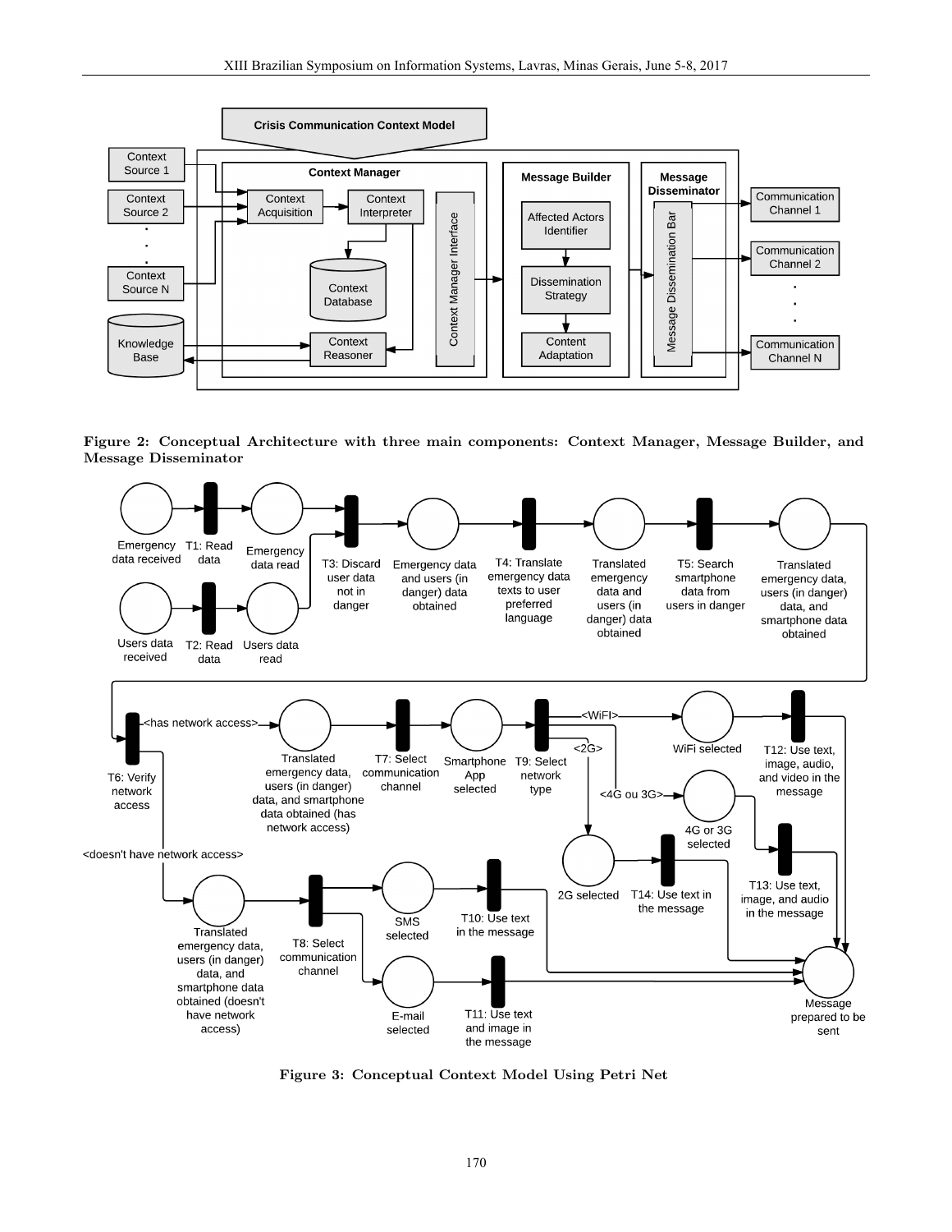**Figure 2: Conceptual Architecture with three main components: Context Manager, Message Builder, and Message Disseminator**

**Figure 3: Conceptual Context Model Using Petri Net**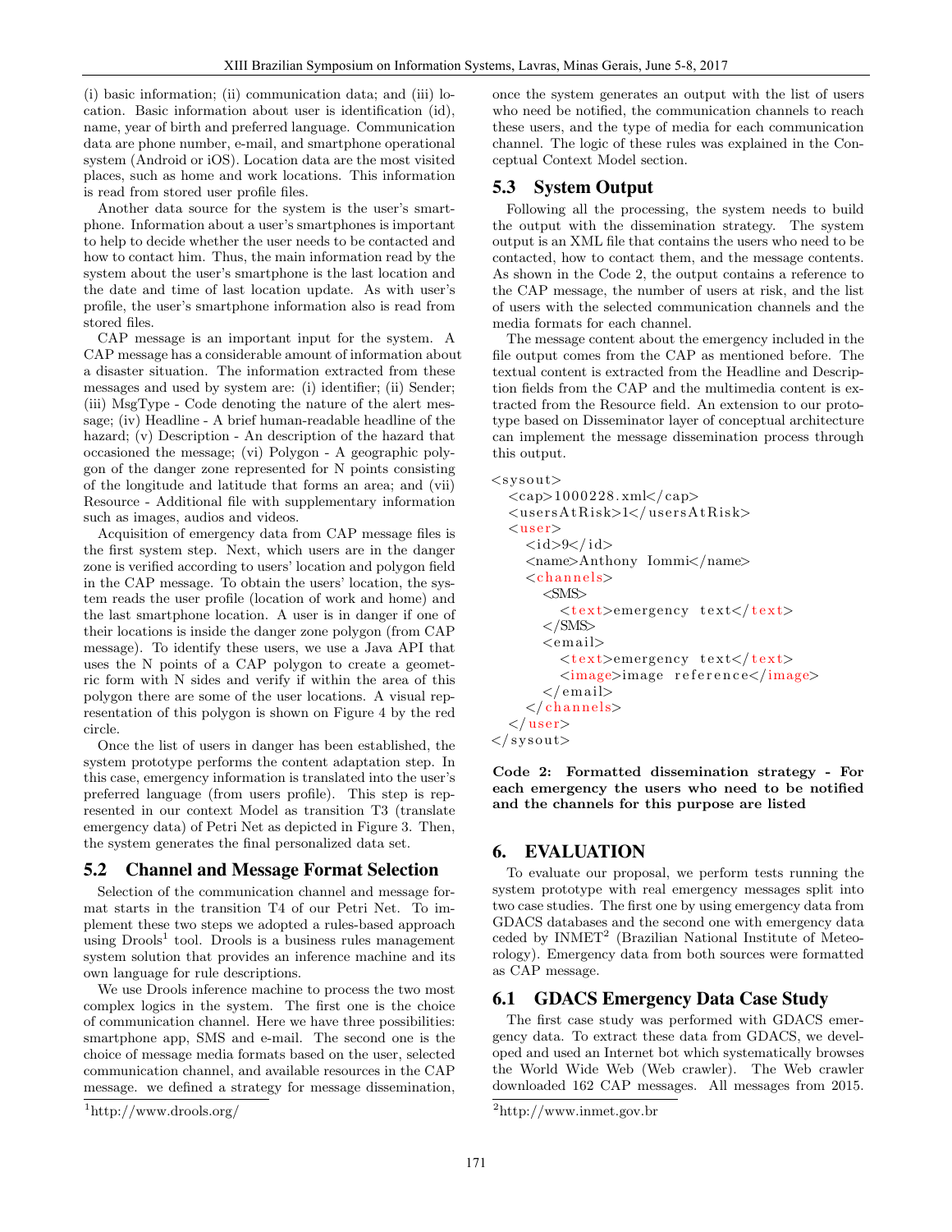(i) basic information; (ii) communication data; and (iii) location. Basic information about user is identification (id), name, year of birth and preferred language. Communication data are phone number, e-mail, and smartphone operational system (Android or iOS). Location data are the most visited places, such as home and work locations. This information is read from stored user profile files.

Another data source for the system is the user's smartphone. Information about a user's smartphones is important to help to decide whether the user needs to be contacted and how to contact him. Thus, the main information read by the system about the user's smartphone is the last location and the date and time of last location update. As with user's profile, the user's smartphone information also is read from stored files.

CAP message is an important input for the system. A CAP message has a considerable amount of information about a disaster situation. The information extracted from these messages and used by system are: (i) identifier; (ii) Sender; (iii) MsgType - Code denoting the nature of the alert message; (iv) Headline - A brief human-readable headline of the hazard; (v) Description - An description of the hazard that occasioned the message; (vi) Polygon - A geographic polygon of the danger zone represented for N points consisting of the longitude and latitude that forms an area; and (vii) Resource - Additional file with supplementary information such as images, audios and videos.

Acquisition of emergency data from CAP message files is the first system step. Next, which users are in the danger zone is verified according to users' location and polygon field in the CAP message. To obtain the users' location, the system reads the user profile (location of work and home) and the last smartphone location. A user is in danger if one of their locations is inside the danger zone polygon (from CAP message). To identify these users, we use a Java API that uses the N points of a CAP polygon to create a geometric form with N sides and verify if within the area of this polygon there are some of the user locations. A visual representation of this polygon is shown on Figure 4 by the red circle.

Once the list of users in danger has been established, the system prototype performs the content adaptation step. In this case, emergency information is translated into the user's preferred language (from users profile). This step is represented in our context Model as transition T3 (translate emergency data) of Petri Net as depicted in Figure 3. Then, the system generates the final personalized data set.

## 5.2 Channel and Message Format Selection

Selection of the communication channel and message format starts in the transition T4 of our Petri Net. To implement these two steps we adopted a rules-based approach using Drools[1] tool. Drools is a business rules management system solution that provides an inference machine and its own language for rule descriptions.

We use Drools inference machine to process the two most complex logics in the system. The first one is the choice of communication channel. Here we have three possibilities: smartphone app, SMS and e-mail. The second one is the choice of message media formats based on the user, selected communication channel, and available resources in the CAP message. we defined a strategy for message dissemination, once the system generates an output with the list of users who need be notified, the communication channels to reach these users, and the type of media for each communication channel. The logic of these rules was explained in the Conceptual Context Model section.

[1] http://www.drools.org/

## 5.3 System Output

Following all the processing, the system needs to build the output with the dissemination strategy. The system output is an XML file that contains the users who need to be contacted, how to contact them, and the message contents. As shown in the Code 2, the output contains a reference to the CAP message, the number of users at risk, and the list of users with the selected communication channels and the media formats for each channel.

The message content about the emergency included in the file output comes from the CAP as mentioned before. The textual content is extracted from the Headline and Description fields from the CAP and the multimedia content is extracted from the Resource field. An extension to our prototype based on Disseminator layer of conceptual architecture can implement the message dissemination process through this output.

```
<sysout>
  <cap>1000228.xml</cap>
  <usersAtRisk>1</usersAtRisk>
  <user>
    <id>9</id>
    <name>Anthony Iommi</name>
    <channels>
      <SMS>
        <text>emergency text</text>
      </SMS>
      <email>
        <text>emergency text</text>
        <image>image reference</image>
      </email>
    </channels>
  </user>
</sysout>
```

**Code 2: Formatted dissemination strategy - For each emergency the users who need to be notified and the channels for this purpose are listed**

# 6. EVALUATION

To evaluate our proposal, we perform tests running the system prototype with real emergency messages split into two case studies. The first one by using emergency data from GDACS databases and the second one with emergency data ceded by INMET[2] (Brazilian National Institute of Meteorology). Emergency data from both sources were formatted as CAP message.

## 6.1 GDACS Emergency Data Case Study

The first case study was performed with GDACS emergency data. To extract these data from GDACS, we developed and used an Internet bot which systematically browses the World Wide Web (Web crawler). The Web crawler downloaded 162 CAP messages. All messages from 2015.

[2] http://www.inmet.gov.br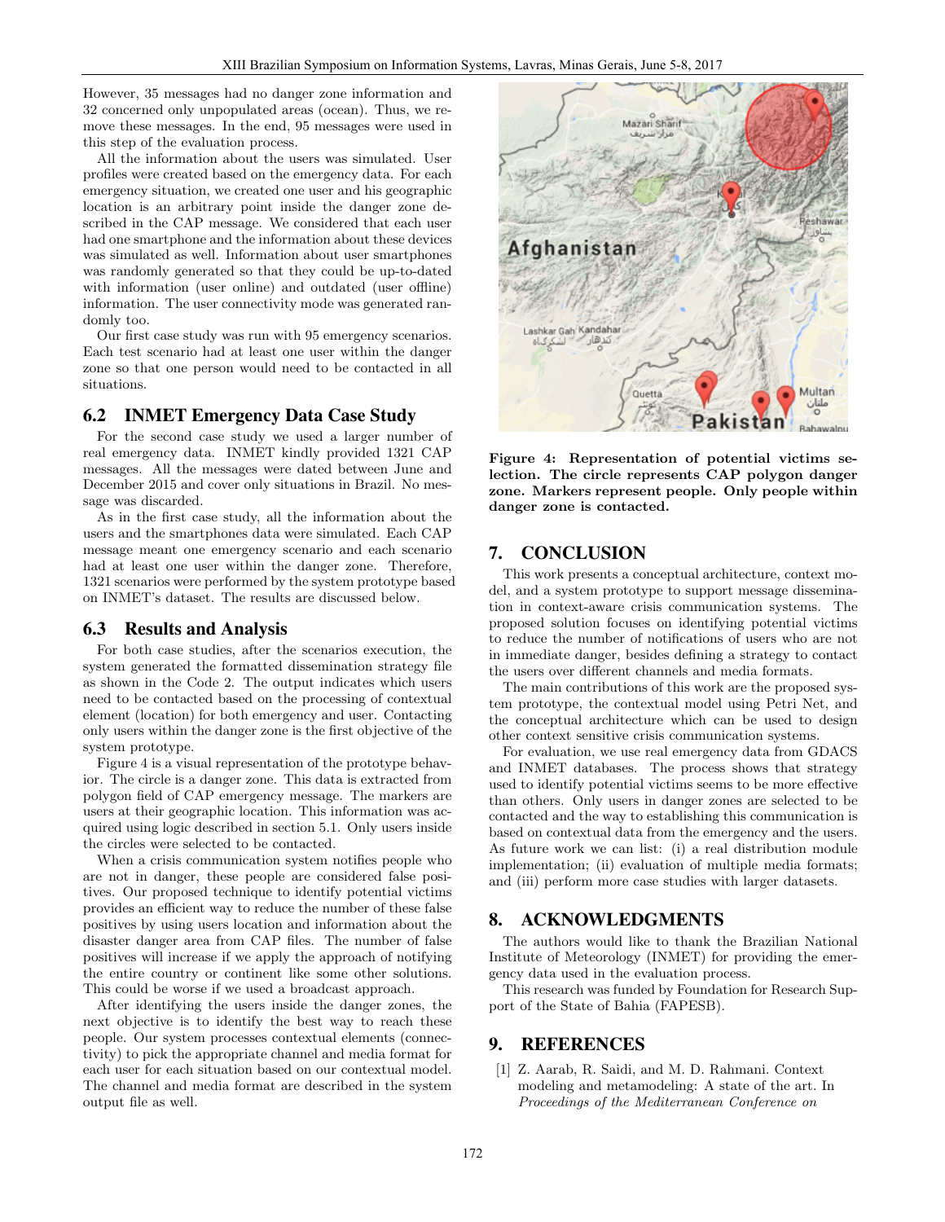However, 35 messages had no danger zone information and 32 concerned only unpopulated areas (ocean). Thus, we remove these messages. In the end, 95 messages were used in this step of the evaluation process.

All the information about the users was simulated. User profiles were created based on the emergency data. For each emergency situation, we created one user and his geographic location is an arbitrary point inside the danger zone described in the CAP message. We considered that each user had one smartphone and the information about these devices was simulated as well. Information about user smartphones was randomly generated so that they could be up-to-dated with information (user online) and outdated (user offline) information. The user connectivity mode was generated randomly too.

Our first case study was run with 95 emergency scenarios. Each test scenario had at least one user within the danger zone so that one person would need to be contacted in all situations.

## 6.2 INMET Emergency Data Case Study

For the second case study we used a larger number of real emergency data. INMET kindly provided 1321 CAP messages. All the messages were dated between June and December 2015 and cover only situations in Brazil. No message was discarded.

As in the first case study, all the information about the users and the smartphones data were simulated. Each CAP message meant one emergency scenario and each scenario had at least one user within the danger zone. Therefore, 1321 scenarios were performed by the system prototype based on INMET's dataset. The results are discussed below.

## 6.3 Results and Analysis

For both case studies, after the scenarios execution, the system generated the formatted dissemination strategy file as shown in the Code 2. The output indicates which users need to be contacted based on the processing of contextual element (location) for both emergency and user. Contacting only users within the danger zone is the first objective of the system prototype.

Figure 4 is a visual representation of the prototype behavior. The circle is a danger zone. This data is extracted from polygon field of CAP emergency message. The markers are users at their geographic location. This information was acquired using logic described in section 5.1. Only users inside the circles were selected to be contacted.

When a crisis communication system notifies people who are not in danger, these people are considered false positives. Our proposed technique to identify potential victims provides an efficient way to reduce the number of these false positives by using users location and information about the disaster danger area from CAP files. The number of false positives will increase if we apply the approach of notifying the entire country or continent like some other solutions. This could be worse if we used a broadcast approach.

After identifying the users inside the danger zones, the next objective is to identify the best way to reach these people. Our system processes contextual elements (connectivity) to pick the appropriate channel and media format for each user for each situation based on our contextual model. The channel and media format are described in the system output file as well.

**Figure 4: Representation of potential victims selection. The circle represents CAP polygon danger zone. Markers represent people. Only people within danger zone is contacted.**

## 7. CONCLUSION

This work presents a conceptual architecture, context model, and a system prototype to support message dissemination in context-aware crisis communication systems. The proposed solution focuses on identifying potential victims to reduce the number of notifications of users who are not in immediate danger, besides defining a strategy to contact the users over different channels and media formats.

The main contributions of this work are the proposed system prototype, the contextual model using Petri Net, and the conceptual architecture which can be used to design other context sensitive crisis communication systems.

For evaluation, we use real emergency data from GDACS and INMET databases. The process shows that strategy used to identify potential victims seems to be more effective than others. Only users in danger zones are selected to be contacted and the way to establishing this communication is based on contextual data from the emergency and the users. As future work we can list: (i) a real distribution module implementation; (ii) evaluation of multiple media formats; and (iii) perform more case studies with larger datasets.

## 8. ACKNOWLEDGMENTS

The authors would like to thank the Brazilian National Institute of Meteorology (INMET) for providing the emergency data used in the evaluation process.

This research was funded by Foundation for Research Support of the State of Bahia (FAPESB).

## 9. REFERENCES

[1] Z. Aarab, R. Saidi, and M. D. Rahmani. Context modeling and metamodeling: A state of the art. In *Proceedings of the Mediterranean Conference on*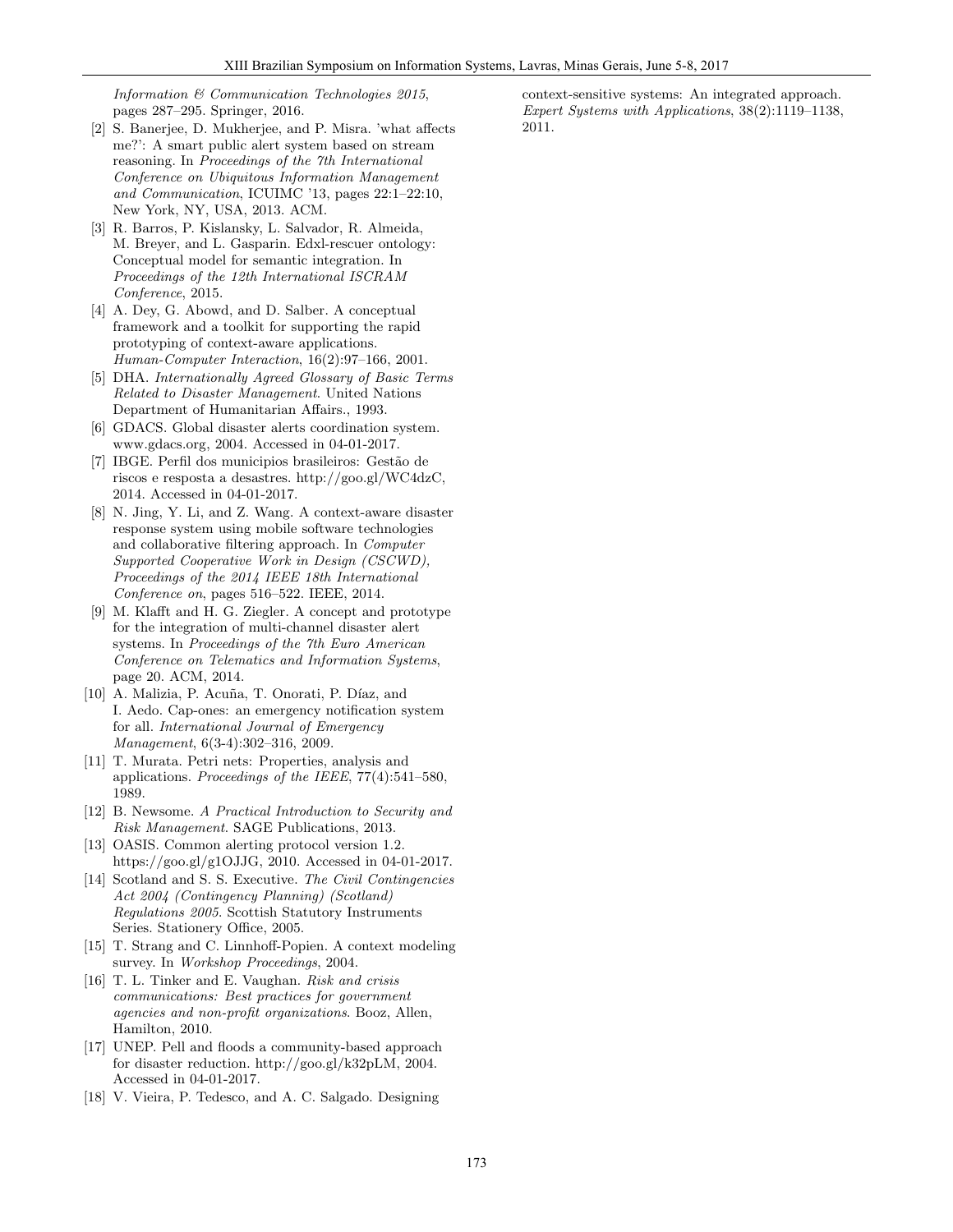*Information & Communication Technologies 2015*, pages 287–295. Springer, 2016.

[2] S. Banerjee, D. Mukherjee, and P. Misra. 'what affects me?': A smart public alert system based on stream reasoning. In *Proceedings of the 7th International Conference on Ubiquitous Information Management and Communication*, ICUIMC '13, pages 22:1–22:10, New York, NY, USA, 2013. ACM.

[3] R. Barros, P. Kislansky, L. Salvador, R. Almeida, M. Breyer, and L. Gasparin. Edxl-rescuer ontology: Conceptual model for semantic integration. In *Proceedings of the 12th International ISCRAM Conference*, 2015.

[4] A. Dey, G. Abowd, and D. Salber. A conceptual framework and a toolkit for supporting the rapid prototyping of context-aware applications. *Human-Computer Interaction*, 16(2):97–166, 2001.

[5] DHA. *Internationally Agreed Glossary of Basic Terms Related to Disaster Management*. United Nations Department of Humanitarian Affairs., 1993.

[6] GDACS. Global disaster alerts coordination system. www.gdacs.org, 2004. Accessed in 04-01-2017.

[7] IBGE. Perfil dos municipios brasileiros: Gestão de riscos e resposta a desastres. http://goo.gl/WC4dzC, 2014. Accessed in 04-01-2017.

[8] N. Jing, Y. Li, and Z. Wang. A context-aware disaster response system using mobile software technologies and collaborative filtering approach. In *Computer Supported Cooperative Work in Design (CSCWD), Proceedings of the 2014 IEEE 18th International Conference on*, pages 516–522. IEEE, 2014.

[9] M. Klafft and H. G. Ziegler. A concept and prototype for the integration of multi-channel disaster alert systems. In *Proceedings of the 7th Euro American Conference on Telematics and Information Systems*, page 20. ACM, 2014.

[10] A. Malizia, P. Acuña, T. Onorati, P. Díaz, and I. Aedo. Cap-ones: an emergency notification system for all. *International Journal of Emergency Management*, 6(3-4):302–316, 2009.

[11] T. Murata. Petri nets: Properties, analysis and applications. *Proceedings of the IEEE*, 77(4):541–580, 1989.

[12] B. Newsome. *A Practical Introduction to Security and Risk Management*. SAGE Publications, 2013.

[13] OASIS. Common alerting protocol version 1.2. https://goo.gl/g1OJJG, 2010. Accessed in 04-01-2017.

[14] Scotland and S. S. Executive. *The Civil Contingencies Act 2004 (Contingency Planning) (Scotland) Regulations 2005*. Scottish Statutory Instruments Series. Stationery Office, 2005.

[15] T. Strang and C. Linnhoff-Popien. A context modeling survey. In *Workshop Proceedings*, 2004.

[16] T. L. Tinker and E. Vaughan. *Risk and crisis communications: Best practices for government agencies and non-profit organizations*. Booz, Allen, Hamilton, 2010.

[17] UNEP. Pell and floods a community-based approach for disaster reduction. http://goo.gl/k32pLM, 2004. Accessed in 04-01-2017.

[18] V. Vieira, P. Tedesco, and A. C. Salgado. Designing context-sensitive systems: An integrated approach. *Expert Systems with Applications*, 38(2):1119–1138, 2011.